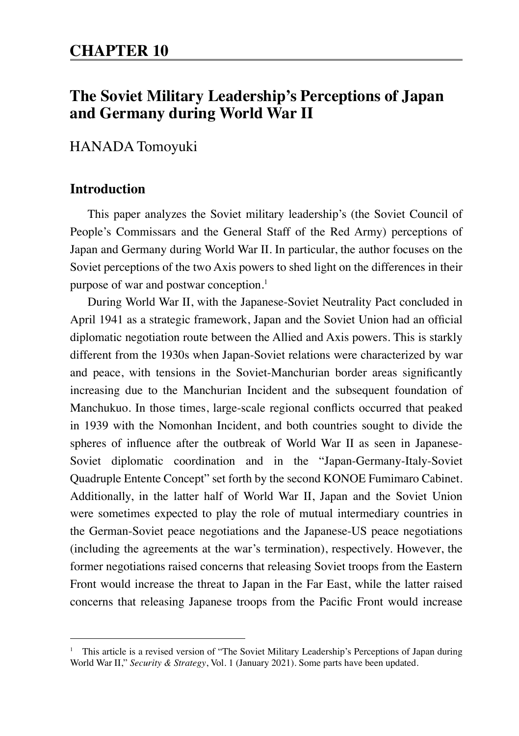# CHAPTER 10

## The Soviet Military Leadership's Perceptions of Japan and Germany during World War II

HANADA Tomoyuki

### Introduction

This paper analyzes the Soviet military leadership's (the Soviet Council of People's Commissars and the General Staff of the Red Army) perceptions of Japan and Germany during World War II. In particular, the author focuses on the Soviet perceptions of the two Axis powers to shed light on the differences in their purpose of war and postwar conception.[1]

During World War II, with the Japanese-Soviet Neutrality Pact concluded in April 1941 as a strategic framework, Japan and the Soviet Union had an official diplomatic negotiation route between the Allied and Axis powers. This is starkly different from the 1930s when Japan-Soviet relations were characterized by war and peace, with tensions in the Soviet-Manchurian border areas significantly increasing due to the Manchurian Incident and the subsequent foundation of Manchukuo. In those times, large-scale regional conflicts occurred that peaked in 1939 with the Nomonhan Incident, and both countries sought to divide the spheres of influence after the outbreak of World War II as seen in Japanese-Soviet diplomatic coordination and in the "Japan-Germany-Italy-Soviet Quadruple Entente Concept" set forth by the second KONOE Fumimaro Cabinet. Additionally, in the latter half of World War II, Japan and the Soviet Union were sometimes expected to play the role of mutual intermediary countries in the German-Soviet peace negotiations and the Japanese-US peace negotiations (including the agreements at the war's termination), respectively. However, the former negotiations raised concerns that releasing Soviet troops from the Eastern Front would increase the threat to Japan in the Far East, while the latter raised concerns that releasing Japanese troops from the Pacific Front would increase

---

[1] This article is a revised version of "The Soviet Military Leadership's Perceptions of Japan during World War II," *Security & Strategy*, Vol. 1 (January 2021). Some parts have been updated.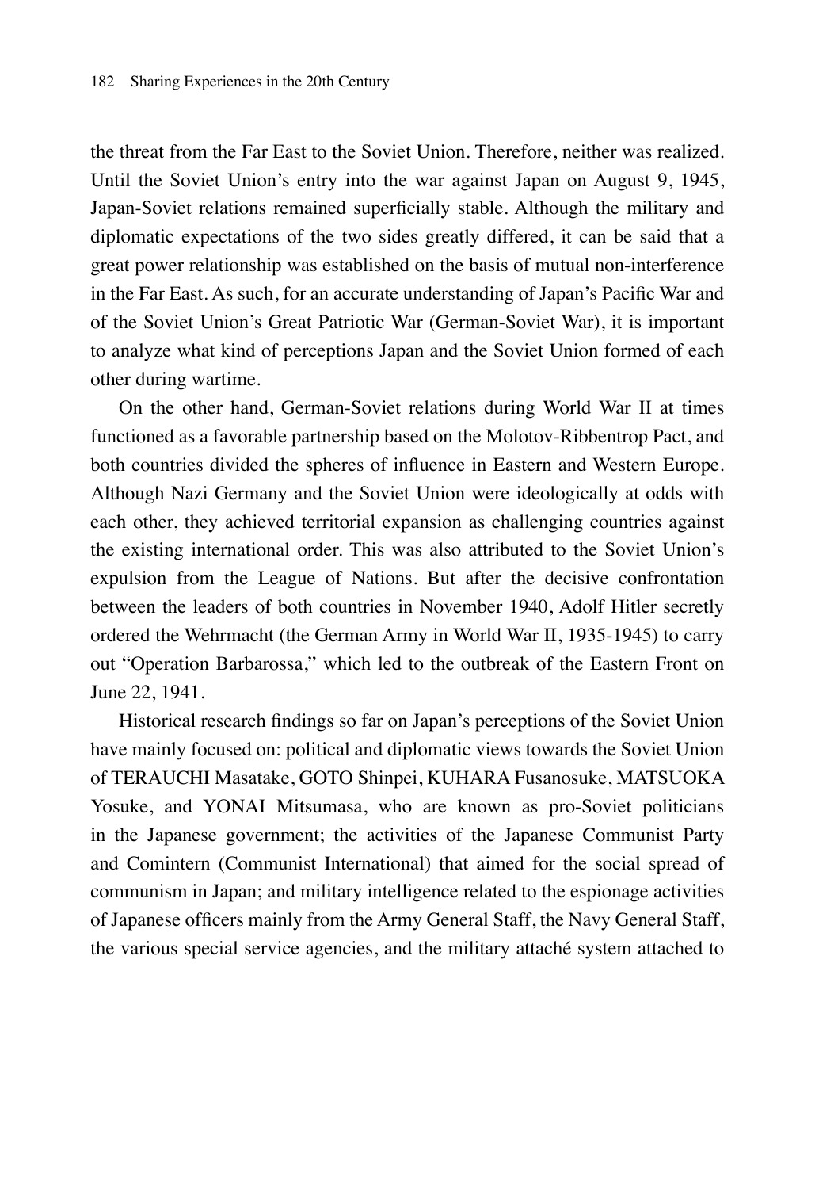the threat from the Far East to the Soviet Union. Therefore, neither was realized. Until the Soviet Union's entry into the war against Japan on August 9, 1945, Japan-Soviet relations remained superficially stable. Although the military and diplomatic expectations of the two sides greatly differed, it can be said that a great power relationship was established on the basis of mutual non-interference in the Far East. As such, for an accurate understanding of Japan's Pacific War and of the Soviet Union's Great Patriotic War (German-Soviet War), it is important to analyze what kind of perceptions Japan and the Soviet Union formed of each other during wartime.

On the other hand, German-Soviet relations during World War II at times functioned as a favorable partnership based on the Molotov-Ribbentrop Pact, and both countries divided the spheres of influence in Eastern and Western Europe. Although Nazi Germany and the Soviet Union were ideologically at odds with each other, they achieved territorial expansion as challenging countries against the existing international order. This was also attributed to the Soviet Union's expulsion from the League of Nations. But after the decisive confrontation between the leaders of both countries in November 1940, Adolf Hitler secretly ordered the Wehrmacht (the German Army in World War II, 1935-1945) to carry out "Operation Barbarossa," which led to the outbreak of the Eastern Front on June 22, 1941.

Historical research findings so far on Japan's perceptions of the Soviet Union have mainly focused on: political and diplomatic views towards the Soviet Union of TERAUCHI Masatake, GOTO Shinpei, KUHARA Fusanosuke, MATSUOKA Yosuke, and YONAI Mitsumasa, who are known as pro-Soviet politicians in the Japanese government; the activities of the Japanese Communist Party and Comintern (Communist International) that aimed for the social spread of communism in Japan; and military intelligence related to the espionage activities of Japanese officers mainly from the Army General Staff, the Navy General Staff, the various special service agencies, and the military attaché system attached to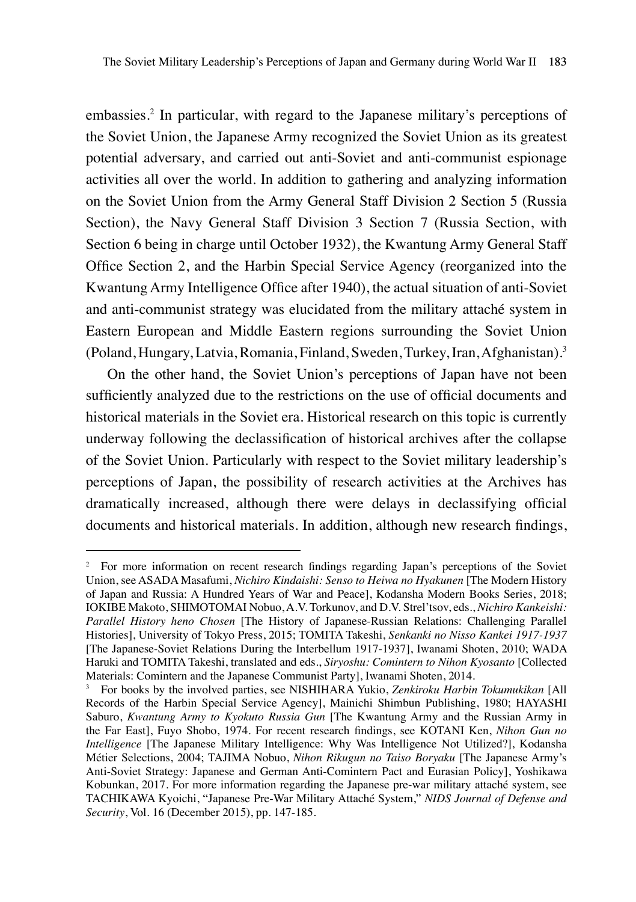embassies.[2] In particular, with regard to the Japanese military's perceptions of the Soviet Union, the Japanese Army recognized the Soviet Union as its greatest potential adversary, and carried out anti-Soviet and anti-communist espionage activities all over the world. In addition to gathering and analyzing information on the Soviet Union from the Army General Staff Division 2 Section 5 (Russia Section), the Navy General Staff Division 3 Section 7 (Russia Section, with Section 6 being in charge until October 1932), the Kwantung Army General Staff Office Section 2, and the Harbin Special Service Agency (reorganized into the Kwantung Army Intelligence Office after 1940), the actual situation of anti-Soviet and anti-communist strategy was elucidated from the military attaché system in Eastern European and Middle Eastern regions surrounding the Soviet Union (Poland, Hungary, Latvia, Romania, Finland, Sweden, Turkey, Iran, Afghanistan).[3]

On the other hand, the Soviet Union's perceptions of Japan have not been sufficiently analyzed due to the restrictions on the use of official documents and historical materials in the Soviet era. Historical research on this topic is currently underway following the declassification of historical archives after the collapse of the Soviet Union. Particularly with respect to the Soviet military leadership's perceptions of Japan, the possibility of research activities at the Archives has dramatically increased, although there were delays in declassifying official documents and historical materials. In addition, although new research findings,

---

[2] For more information on recent research findings regarding Japan's perceptions of the Soviet Union, see ASADA Masafumi, *Nichiro Kindaishi: Senso to Heiwa no Hyakunen* [The Modern History of Japan and Russia: A Hundred Years of War and Peace], Kodansha Modern Books Series, 2018; IOKIBE Makoto, SHIMOTOMAI Nobuo, A.V. Torkunov, and D.V. Strel'tsov, eds., *Nichiro Kankeishi: Parallel History heno Chosen* [The History of Japanese-Russian Relations: Challenging Parallel Histories], University of Tokyo Press, 2015; TOMITA Takeshi, *Senkanki no Nisso Kankei 1917-1937* [The Japanese-Soviet Relations During the Interbellum 1917-1937], Iwanami Shoten, 2010; WADA Haruki and TOMITA Takeshi, translated and eds., *Siryoshu: Comintern to Nihon Kyosanto* [Collected Materials: Comintern and the Japanese Communist Party], Iwanami Shoten, 2014.

[3] For books by the involved parties, see NISHIHARA Yukio, *Zenkiroku Harbin Tokumukikan* [All Records of the Harbin Special Service Agency], Mainichi Shimbun Publishing, 1980; HAYASHI Saburo, *Kwantung Army to Kyokuto Russia Gun* [The Kwantung Army and the Russian Army in the Far East], Fuyo Shobo, 1974. For recent research findings, see KOTANI Ken, *Nihon Gun no Intelligence* [The Japanese Military Intelligence: Why Was Intelligence Not Utilized?], Kodansha Métier Selections, 2004; TAJIMA Nobuo, *Nihon Rikugun no Taiso Boryaku* [The Japanese Army's Anti-Soviet Strategy: Japanese and German Anti-Comintern Pact and Eurasian Policy], Yoshikawa Kobunkan, 2017. For more information regarding the Japanese pre-war military attaché system, see TACHIKAWA Kyoichi, "Japanese Pre-War Military Attaché System," *NIDS Journal of Defense and Security*, Vol. 16 (December 2015), pp. 147-185.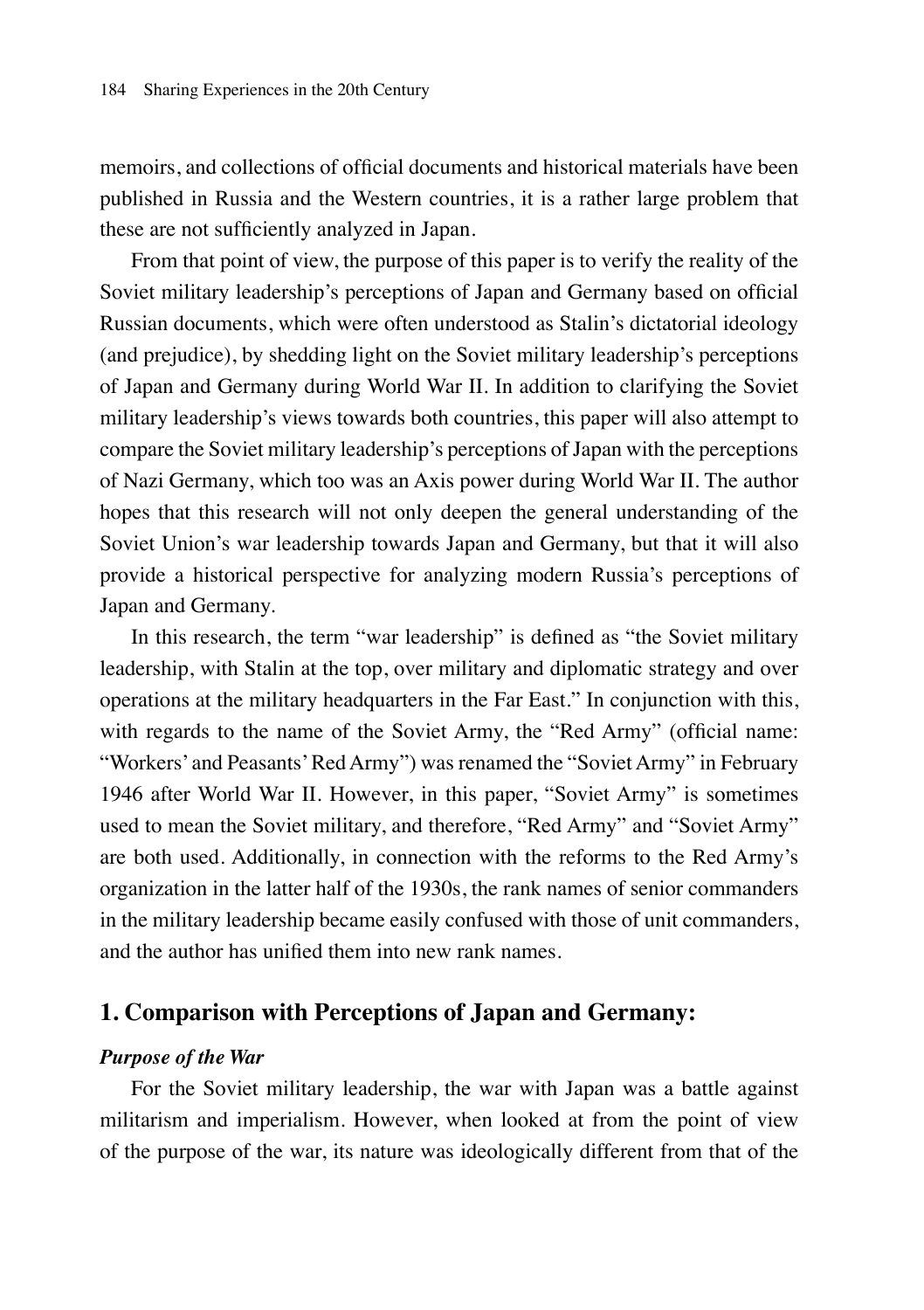memoirs, and collections of official documents and historical materials have been published in Russia and the Western countries, it is a rather large problem that these are not sufficiently analyzed in Japan.

From that point of view, the purpose of this paper is to verify the reality of the Soviet military leadership's perceptions of Japan and Germany based on official Russian documents, which were often understood as Stalin's dictatorial ideology (and prejudice), by shedding light on the Soviet military leadership's perceptions of Japan and Germany during World War II. In addition to clarifying the Soviet military leadership's views towards both countries, this paper will also attempt to compare the Soviet military leadership's perceptions of Japan with the perceptions of Nazi Germany, which too was an Axis power during World War II. The author hopes that this research will not only deepen the general understanding of the Soviet Union's war leadership towards Japan and Germany, but that it will also provide a historical perspective for analyzing modern Russia's perceptions of Japan and Germany.

In this research, the term "war leadership" is defined as "the Soviet military leadership, with Stalin at the top, over military and diplomatic strategy and over operations at the military headquarters in the Far East." In conjunction with this, with regards to the name of the Soviet Army, the "Red Army" (official name: "Workers' and Peasants' Red Army") was renamed the "Soviet Army" in February 1946 after World War II. However, in this paper, "Soviet Army" is sometimes used to mean the Soviet military, and therefore, "Red Army" and "Soviet Army" are both used. Additionally, in connection with the reforms to the Red Army's organization in the latter half of the 1930s, the rank names of senior commanders in the military leadership became easily confused with those of unit commanders, and the author has unified them into new rank names.

## 1. Comparison with Perceptions of Japan and Germany:

### *Purpose of the War*

For the Soviet military leadership, the war with Japan was a battle against militarism and imperialism. However, when looked at from the point of view of the purpose of the war, its nature was ideologically different from that of the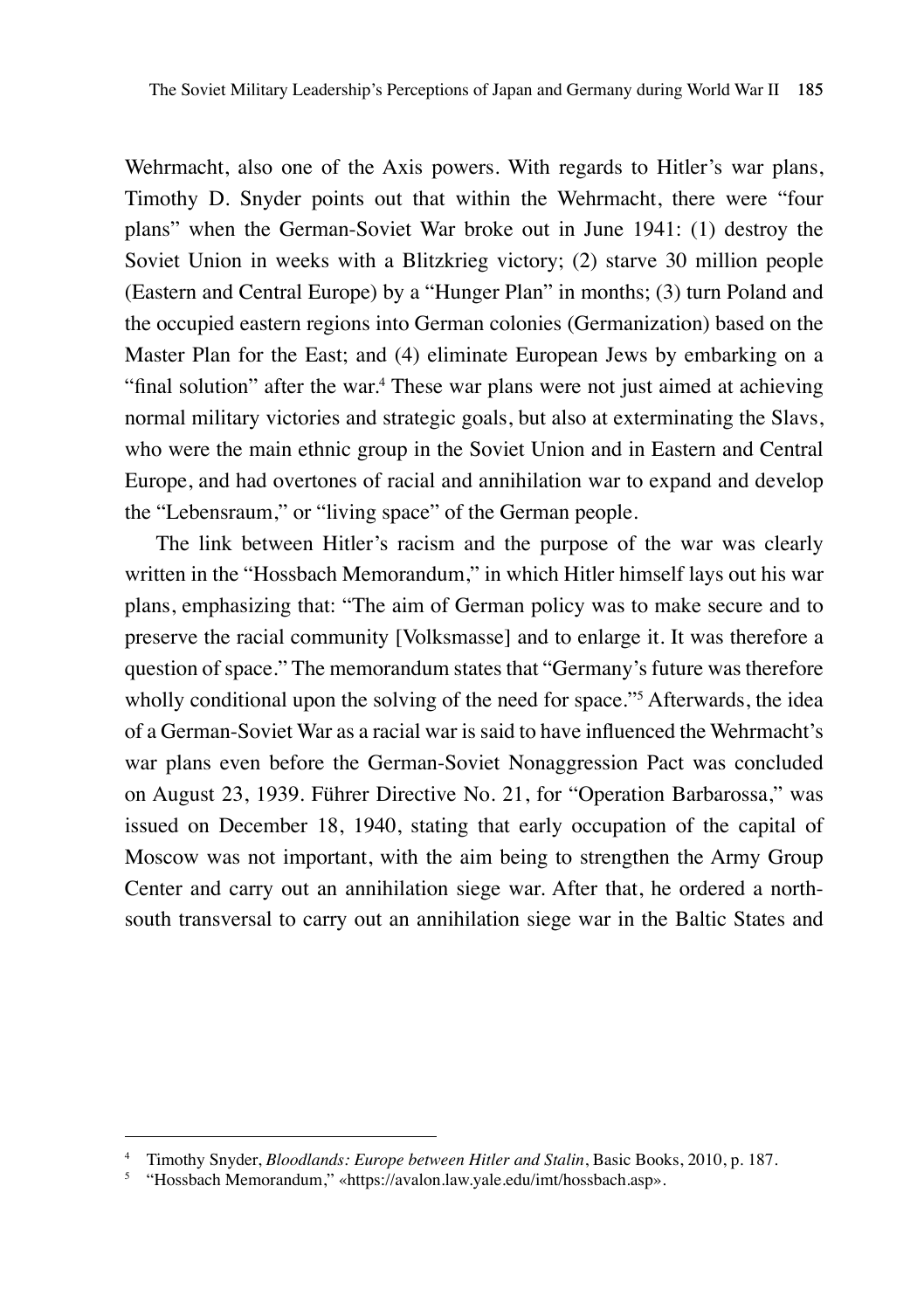Wehrmacht, also one of the Axis powers. With regards to Hitler's war plans, Timothy D. Snyder points out that within the Wehrmacht, there were "four plans" when the German-Soviet War broke out in June 1941: (1) destroy the Soviet Union in weeks with a Blitzkrieg victory; (2) starve 30 million people (Eastern and Central Europe) by a "Hunger Plan" in months; (3) turn Poland and the occupied eastern regions into German colonies (Germanization) based on the Master Plan for the East; and (4) eliminate European Jews by embarking on a "final solution" after the war.[4] These war plans were not just aimed at achieving normal military victories and strategic goals, but also at exterminating the Slavs, who were the main ethnic group in the Soviet Union and in Eastern and Central Europe, and had overtones of racial and annihilation war to expand and develop the "Lebensraum," or "living space" of the German people.

The link between Hitler's racism and the purpose of the war was clearly written in the "Hossbach Memorandum," in which Hitler himself lays out his war plans, emphasizing that: "The aim of German policy was to make secure and to preserve the racial community [Volksmasse] and to enlarge it. It was therefore a question of space." The memorandum states that "Germany's future was therefore wholly conditional upon the solving of the need for space."[5] Afterwards, the idea of a German-Soviet War as a racial war is said to have influenced the Wehrmacht's war plans even before the German-Soviet Nonaggression Pact was concluded on August 23, 1939. Führer Directive No. 21, for "Operation Barbarossa," was issued on December 18, 1940, stating that early occupation of the capital of Moscow was not important, with the aim being to strengthen the Army Group Center and carry out an annihilation siege war. After that, he ordered a north-south transversal to carry out an annihilation siege war in the Baltic States and

---

[4] Timothy Snyder, *Bloodlands: Europe between Hitler and Stalin*, Basic Books, 2010, p. 187.

[5] "Hossbach Memorandum," «https://avalon.law.yale.edu/imt/hossbach.asp».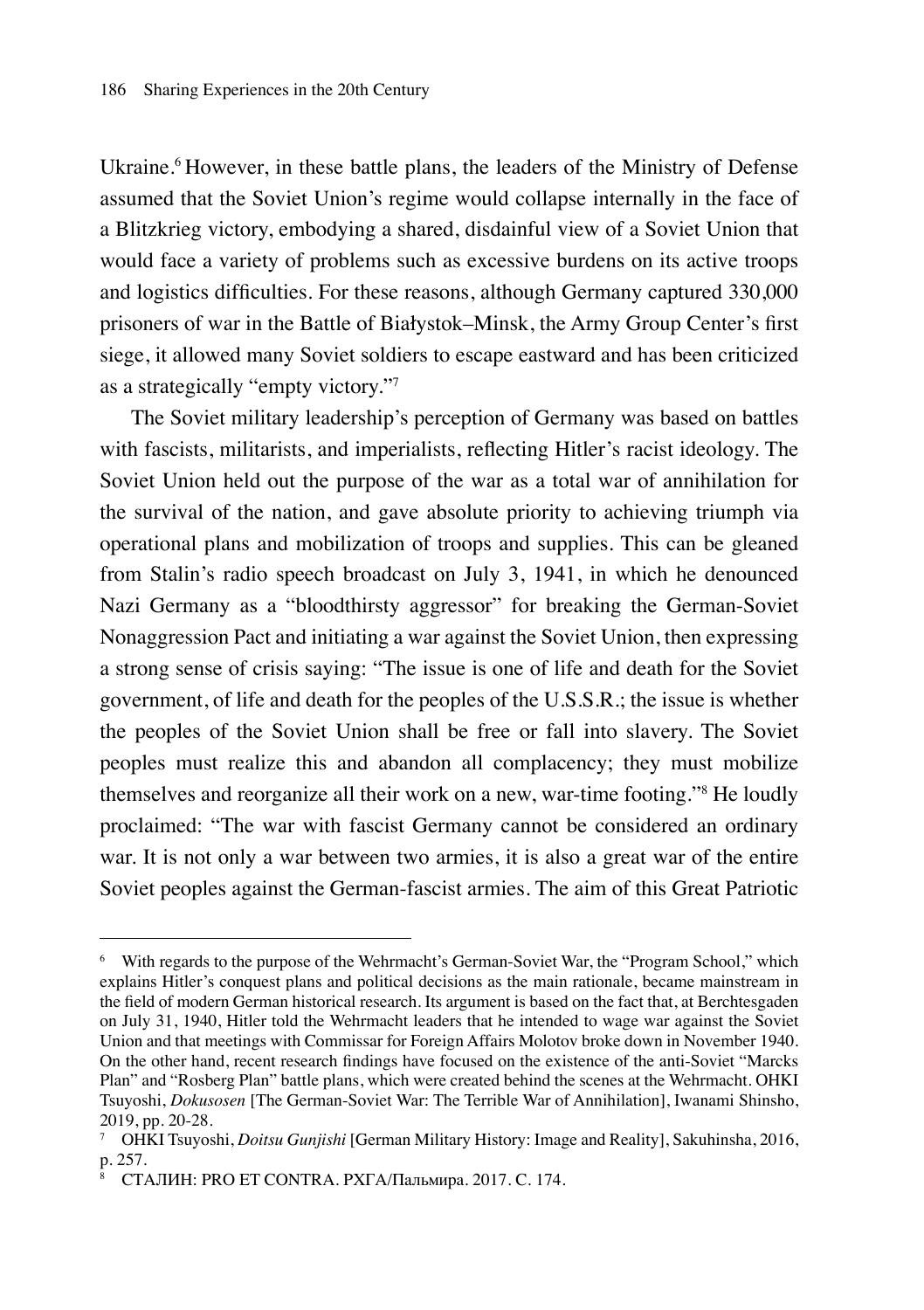Ukraine.[6] However, in these battle plans, the leaders of the Ministry of Defense assumed that the Soviet Union's regime would collapse internally in the face of a Blitzkrieg victory, embodying a shared, disdainful view of a Soviet Union that would face a variety of problems such as excessive burdens on its active troops and logistics difficulties. For these reasons, although Germany captured 330,000 prisoners of war in the Battle of Białystok–Minsk, the Army Group Center's first siege, it allowed many Soviet soldiers to escape eastward and has been criticized as a strategically "empty victory."[7]

The Soviet military leadership's perception of Germany was based on battles with fascists, militarists, and imperialists, reflecting Hitler's racist ideology. The Soviet Union held out the purpose of the war as a total war of annihilation for the survival of the nation, and gave absolute priority to achieving triumph via operational plans and mobilization of troops and supplies. This can be gleaned from Stalin's radio speech broadcast on July 3, 1941, in which he denounced Nazi Germany as a "bloodthirsty aggressor" for breaking the German-Soviet Nonaggression Pact and initiating a war against the Soviet Union, then expressing a strong sense of crisis saying: "The issue is one of life and death for the Soviet government, of life and death for the peoples of the U.S.S.R.; the issue is whether the peoples of the Soviet Union shall be free or fall into slavery. The Soviet peoples must realize this and abandon all complacency; they must mobilize themselves and reorganize all their work on a new, war-time footing."[8] He loudly proclaimed: "The war with fascist Germany cannot be considered an ordinary war. It is not only a war between two armies, it is also a great war of the entire Soviet peoples against the German-fascist armies. The aim of this Great Patriotic

---

[6] With regards to the purpose of the Wehrmacht's German-Soviet War, the "Program School," which explains Hitler's conquest plans and political decisions as the main rationale, became mainstream in the field of modern German historical research. Its argument is based on the fact that, at Berchtesgaden on July 31, 1940, Hitler told the Wehrmacht leaders that he intended to wage war against the Soviet Union and that meetings with Commissar for Foreign Affairs Molotov broke down in November 1940. On the other hand, recent research findings have focused on the existence of the anti-Soviet "Marcks Plan" and "Rosberg Plan" battle plans, which were created behind the scenes at the Wehrmacht. OHKI Tsuyoshi, *Dokusosen* [The German-Soviet War: The Terrible War of Annihilation], Iwanami Shinsho, 2019, pp. 20-28.

[7] OHKI Tsuyoshi, *Doitsu Gunjishi* [German Military History: Image and Reality], Sakuhinsha, 2016, p. 257.

[8] СТАЛИН: PRO ET CONTRA. РХГА/Пальмира. 2017. С. 174.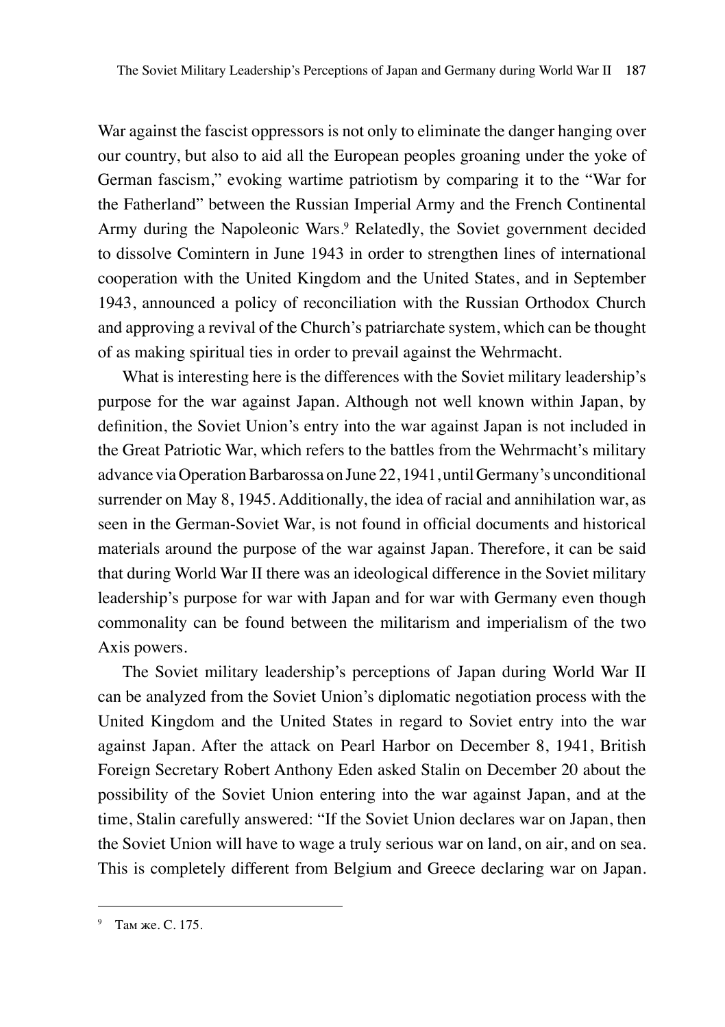War against the fascist oppressors is not only to eliminate the danger hanging over our country, but also to aid all the European peoples groaning under the yoke of German fascism," evoking wartime patriotism by comparing it to the "War for the Fatherland" between the Russian Imperial Army and the French Continental Army during the Napoleonic Wars.[9] Relatedly, the Soviet government decided to dissolve Comintern in June 1943 in order to strengthen lines of international cooperation with the United Kingdom and the United States, and in September 1943, announced a policy of reconciliation with the Russian Orthodox Church and approving a revival of the Church's patriarchate system, which can be thought of as making spiritual ties in order to prevail against the Wehrmacht.

What is interesting here is the differences with the Soviet military leadership's purpose for the war against Japan. Although not well known within Japan, by definition, the Soviet Union's entry into the war against Japan is not included in the Great Patriotic War, which refers to the battles from the Wehrmacht's military advance via Operation Barbarossa on June 22, 1941, until Germany's unconditional surrender on May 8, 1945. Additionally, the idea of racial and annihilation war, as seen in the German-Soviet War, is not found in official documents and historical materials around the purpose of the war against Japan. Therefore, it can be said that during World War II there was an ideological difference in the Soviet military leadership's purpose for war with Japan and for war with Germany even though commonality can be found between the militarism and imperialism of the two Axis powers.

The Soviet military leadership's perceptions of Japan during World War II can be analyzed from the Soviet Union's diplomatic negotiation process with the United Kingdom and the United States in regard to Soviet entry into the war against Japan. After the attack on Pearl Harbor on December 8, 1941, British Foreign Secretary Robert Anthony Eden asked Stalin on December 20 about the possibility of the Soviet Union entering into the war against Japan, and at the time, Stalin carefully answered: "If the Soviet Union declares war on Japan, then the Soviet Union will have to wage a truly serious war on land, on air, and on sea. This is completely different from Belgium and Greece declaring war on Japan.

---

[9] Там же. С. 175.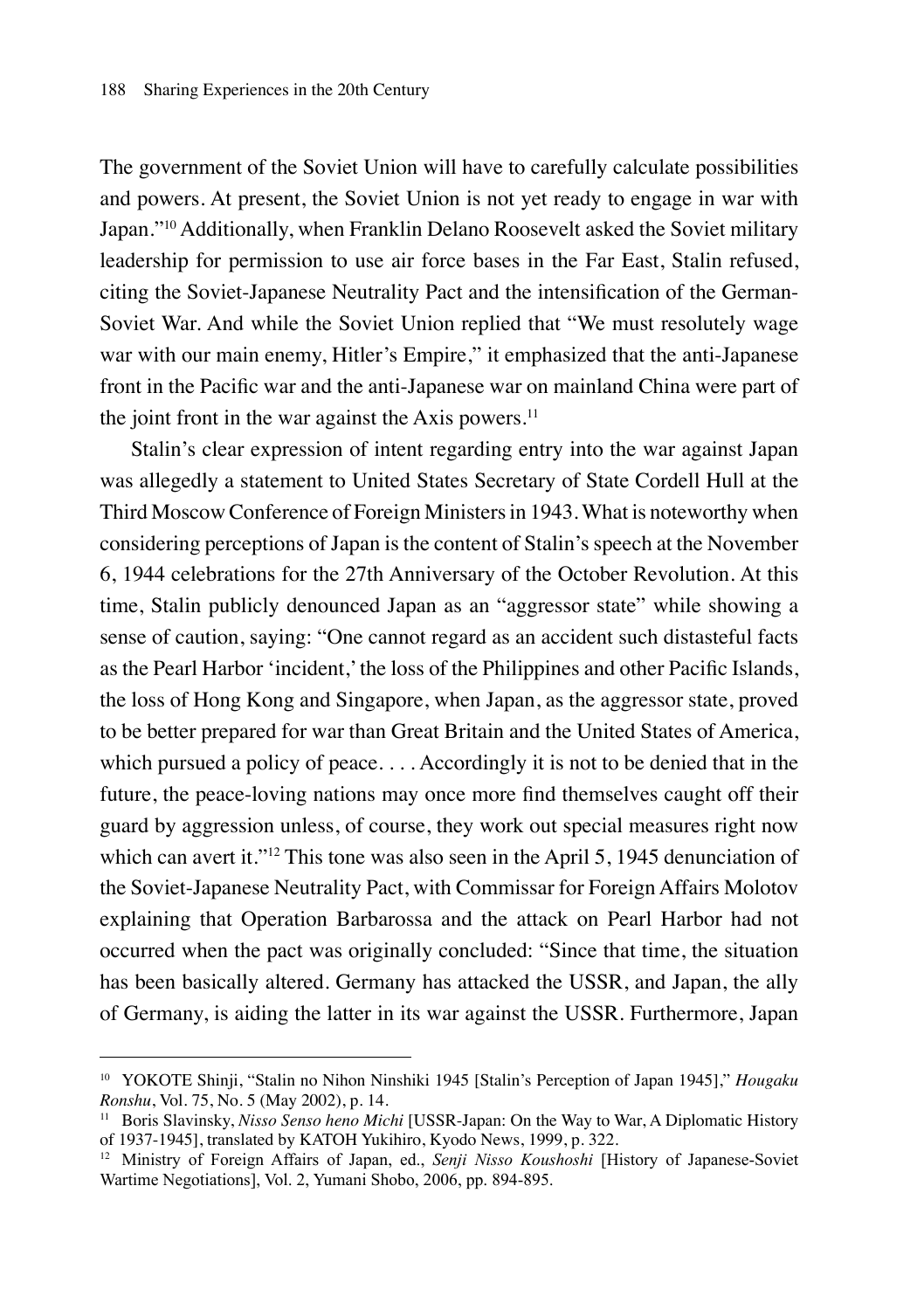The government of the Soviet Union will have to carefully calculate possibilities and powers. At present, the Soviet Union is not yet ready to engage in war with Japan."[10] Additionally, when Franklin Delano Roosevelt asked the Soviet military leadership for permission to use air force bases in the Far East, Stalin refused, citing the Soviet-Japanese Neutrality Pact and the intensification of the German-Soviet War. And while the Soviet Union replied that "We must resolutely wage war with our main enemy, Hitler's Empire," it emphasized that the anti-Japanese front in the Pacific war and the anti-Japanese war on mainland China were part of the joint front in the war against the Axis powers.[11]

Stalin's clear expression of intent regarding entry into the war against Japan was allegedly a statement to United States Secretary of State Cordell Hull at the Third Moscow Conference of Foreign Ministers in 1943. What is noteworthy when considering perceptions of Japan is the content of Stalin's speech at the November 6, 1944 celebrations for the 27th Anniversary of the October Revolution. At this time, Stalin publicly denounced Japan as an "aggressor state" while showing a sense of caution, saying: "One cannot regard as an accident such distasteful facts as the Pearl Harbor 'incident,' the loss of the Philippines and other Pacific Islands, the loss of Hong Kong and Singapore, when Japan, as the aggressor state, proved to be better prepared for war than Great Britain and the United States of America, which pursued a policy of peace. . . . Accordingly it is not to be denied that in the future, the peace-loving nations may once more find themselves caught off their guard by aggression unless, of course, they work out special measures right now which can avert it."[12] This tone was also seen in the April 5, 1945 denunciation of the Soviet-Japanese Neutrality Pact, with Commissar for Foreign Affairs Molotov explaining that Operation Barbarossa and the attack on Pearl Harbor had not occurred when the pact was originally concluded: "Since that time, the situation has been basically altered. Germany has attacked the USSR, and Japan, the ally of Germany, is aiding the latter in its war against the USSR. Furthermore, Japan

---

[10] YOKOTE Shinji, "Stalin no Nihon Ninshiki 1945 [Stalin's Perception of Japan 1945]," *Hougaku Ronshu*, Vol. 75, No. 5 (May 2002), p. 14.

[11] Boris Slavinsky, *Nisso Senso heno Michi* [USSR-Japan: On the Way to War, A Diplomatic History of 1937-1945], translated by KATOH Yukihiro, Kyodo News, 1999, p. 322.

[12] Ministry of Foreign Affairs of Japan, ed., *Senji Nisso Koushoshi* [History of Japanese-Soviet Wartime Negotiations], Vol. 2, Yumani Shobo, 2006, pp. 894-895.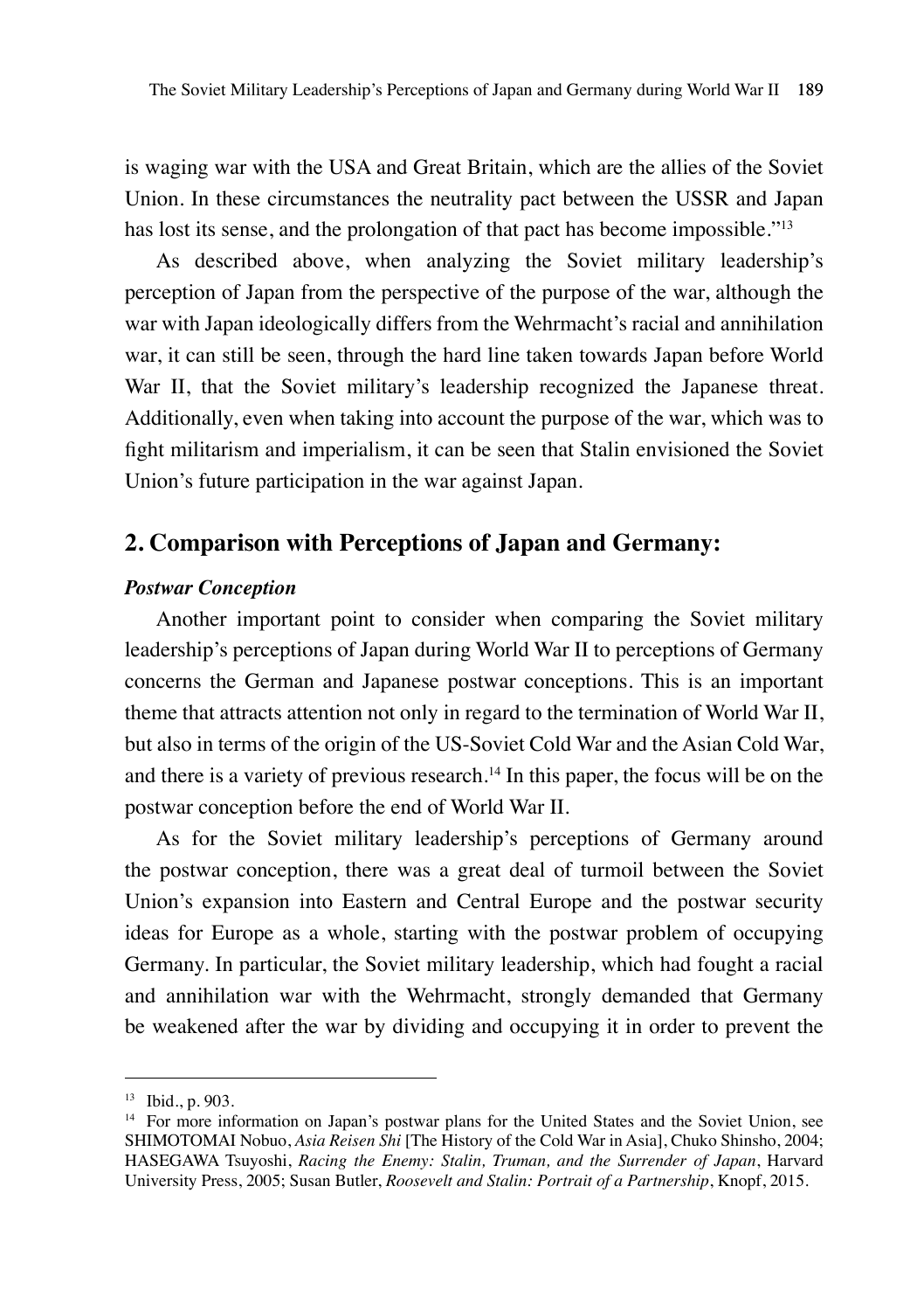is waging war with the USA and Great Britain, which are the allies of the Soviet Union. In these circumstances the neutrality pact between the USSR and Japan has lost its sense, and the prolongation of that pact has become impossible."[13]

As described above, when analyzing the Soviet military leadership's perception of Japan from the perspective of the purpose of the war, although the war with Japan ideologically differs from the Wehrmacht's racial and annihilation war, it can still be seen, through the hard line taken towards Japan before World War II, that the Soviet military's leadership recognized the Japanese threat. Additionally, even when taking into account the purpose of the war, which was to fight militarism and imperialism, it can be seen that Stalin envisioned the Soviet Union's future participation in the war against Japan.

## 2. Comparison with Perceptions of Japan and Germany:

### *Postwar Conception*

Another important point to consider when comparing the Soviet military leadership's perceptions of Japan during World War II to perceptions of Germany concerns the German and Japanese postwar conceptions. This is an important theme that attracts attention not only in regard to the termination of World War II, but also in terms of the origin of the US-Soviet Cold War and the Asian Cold War, and there is a variety of previous research.[14] In this paper, the focus will be on the postwar conception before the end of World War II.

As for the Soviet military leadership's perceptions of Germany around the postwar conception, there was a great deal of turmoil between the Soviet Union's expansion into Eastern and Central Europe and the postwar security ideas for Europe as a whole, starting with the postwar problem of occupying Germany. In particular, the Soviet military leadership, which had fought a racial and annihilation war with the Wehrmacht, strongly demanded that Germany be weakened after the war by dividing and occupying it in order to prevent the

---

[13] Ibid., p. 903.

[14] For more information on Japan's postwar plans for the United States and the Soviet Union, see SHIMOTOMAI Nobuo, *Asia Reisen Shi* [The History of the Cold War in Asia], Chuko Shinsho, 2004; HASEGAWA Tsuyoshi, *Racing the Enemy: Stalin, Truman, and the Surrender of Japan*, Harvard University Press, 2005; Susan Butler, *Roosevelt and Stalin: Portrait of a Partnership*, Knopf, 2015.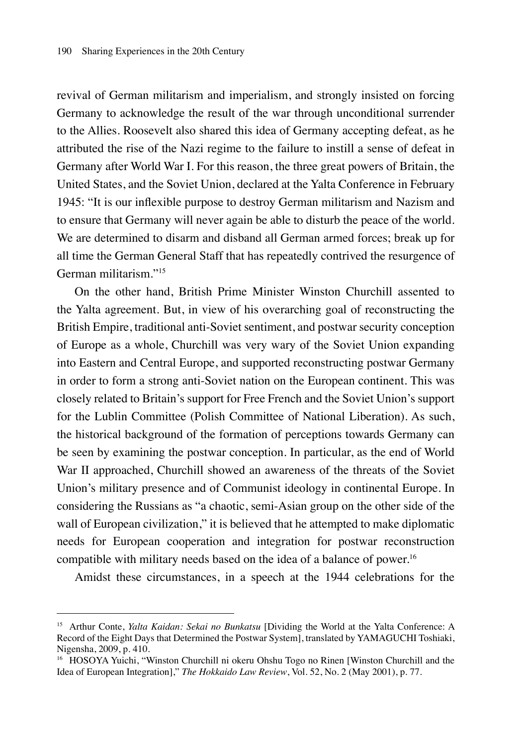revival of German militarism and imperialism, and strongly insisted on forcing Germany to acknowledge the result of the war through unconditional surrender to the Allies. Roosevelt also shared this idea of Germany accepting defeat, as he attributed the rise of the Nazi regime to the failure to instill a sense of defeat in Germany after World War I. For this reason, the three great powers of Britain, the United States, and the Soviet Union, declared at the Yalta Conference in February 1945: "It is our inflexible purpose to destroy German militarism and Nazism and to ensure that Germany will never again be able to disturb the peace of the world. We are determined to disarm and disband all German armed forces; break up for all time the German General Staff that has repeatedly contrived the resurgence of German militarism."[15]

On the other hand, British Prime Minister Winston Churchill assented to the Yalta agreement. But, in view of his overarching goal of reconstructing the British Empire, traditional anti-Soviet sentiment, and postwar security conception of Europe as a whole, Churchill was very wary of the Soviet Union expanding into Eastern and Central Europe, and supported reconstructing postwar Germany in order to form a strong anti-Soviet nation on the European continent. This was closely related to Britain's support for Free French and the Soviet Union's support for the Lublin Committee (Polish Committee of National Liberation). As such, the historical background of the formation of perceptions towards Germany can be seen by examining the postwar conception. In particular, as the end of World War II approached, Churchill showed an awareness of the threats of the Soviet Union's military presence and of Communist ideology in continental Europe. In considering the Russians as "a chaotic, semi-Asian group on the other side of the wall of European civilization," it is believed that he attempted to make diplomatic needs for European cooperation and integration for postwar reconstruction compatible with military needs based on the idea of a balance of power.[16]

Amidst these circumstances, in a speech at the 1944 celebrations for the

---

[15] Arthur Conte, *Yalta Kaidan: Sekai no Bunkatsu* [Dividing the World at the Yalta Conference: A Record of the Eight Days that Determined the Postwar System], translated by YAMAGUCHI Toshiaki, Nigensha, 2009, p. 410.

[16] HOSOYA Yuichi, "Winston Churchill ni okeru Ohshu Togo no Rinen [Winston Churchill and the Idea of European Integration]," *The Hokkaido Law Review*, Vol. 52, No. 2 (May 2001), p. 77.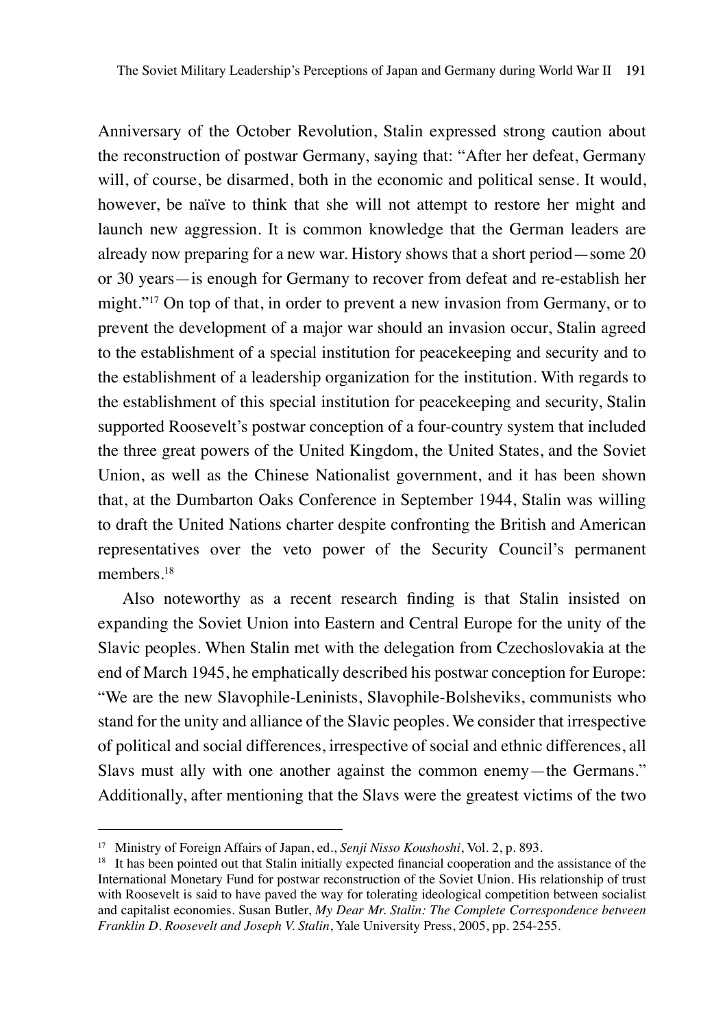Anniversary of the October Revolution, Stalin expressed strong caution about the reconstruction of postwar Germany, saying that: "After her defeat, Germany will, of course, be disarmed, both in the economic and political sense. It would, however, be naïve to think that she will not attempt to restore her might and launch new aggression. It is common knowledge that the German leaders are already now preparing for a new war. History shows that a short period—some 20 or 30 years—is enough for Germany to recover from defeat and re-establish her might."[17] On top of that, in order to prevent a new invasion from Germany, or to prevent the development of a major war should an invasion occur, Stalin agreed to the establishment of a special institution for peacekeeping and security and to the establishment of a leadership organization for the institution. With regards to the establishment of this special institution for peacekeeping and security, Stalin supported Roosevelt's postwar conception of a four-country system that included the three great powers of the United Kingdom, the United States, and the Soviet Union, as well as the Chinese Nationalist government, and it has been shown that, at the Dumbarton Oaks Conference in September 1944, Stalin was willing to draft the United Nations charter despite confronting the British and American representatives over the veto power of the Security Council's permanent members.[18]

Also noteworthy as a recent research finding is that Stalin insisted on expanding the Soviet Union into Eastern and Central Europe for the unity of the Slavic peoples. When Stalin met with the delegation from Czechoslovakia at the end of March 1945, he emphatically described his postwar conception for Europe: "We are the new Slavophile-Leninists, Slavophile-Bolsheviks, communists who stand for the unity and alliance of the Slavic peoples. We consider that irrespective of political and social differences, irrespective of social and ethnic differences, all Slavs must ally with one another against the common enemy—the Germans." Additionally, after mentioning that the Slavs were the greatest victims of the two

---

[17] Ministry of Foreign Affairs of Japan, ed., *Senji Nisso Koushoshi*, Vol. 2, p. 893.

[18] It has been pointed out that Stalin initially expected financial cooperation and the assistance of the International Monetary Fund for postwar reconstruction of the Soviet Union. His relationship of trust with Roosevelt is said to have paved the way for tolerating ideological competition between socialist and capitalist economies. Susan Butler, *My Dear Mr. Stalin: The Complete Correspondence between Franklin D. Roosevelt and Joseph V. Stalin*, Yale University Press, 2005, pp. 254-255.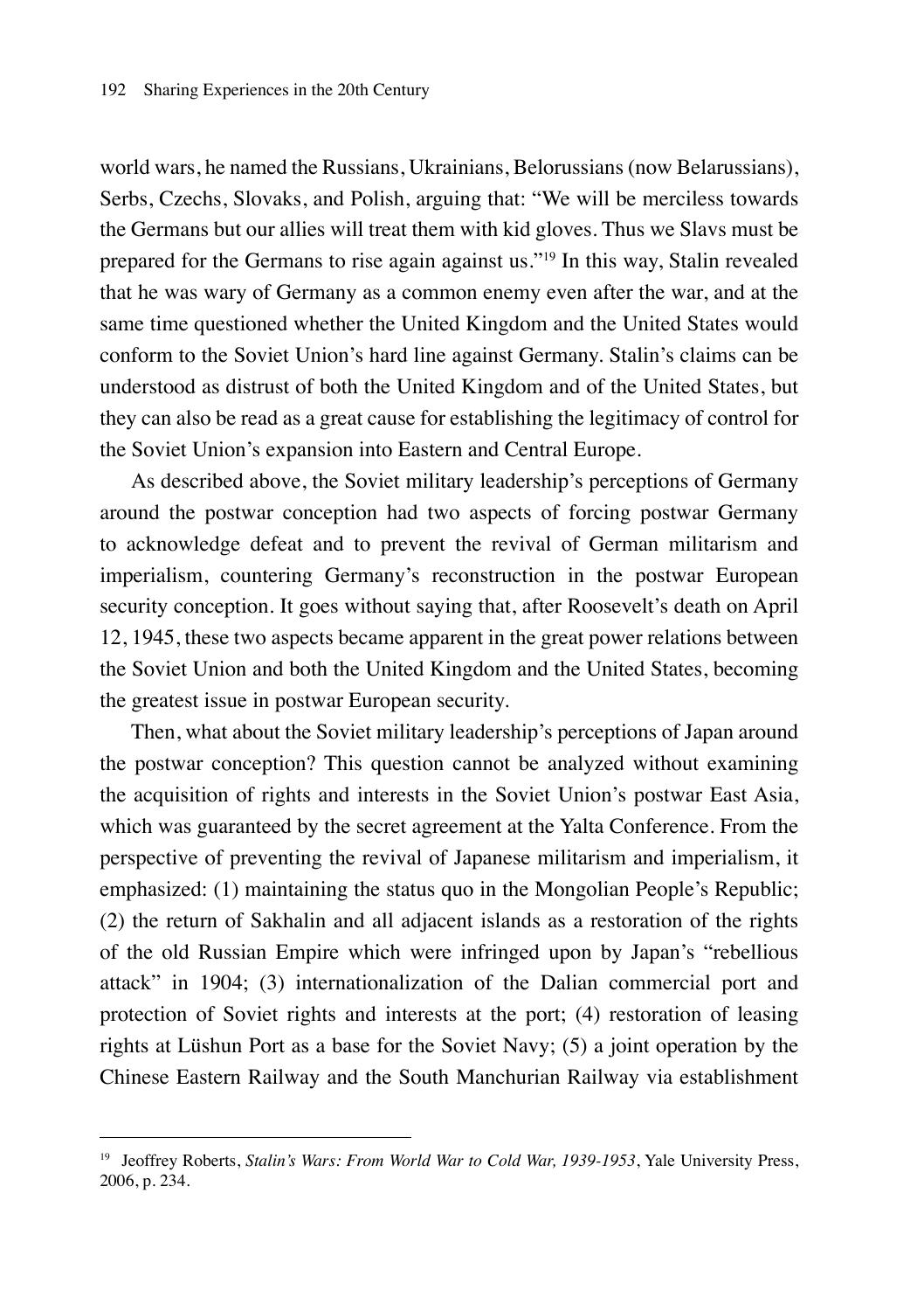world wars, he named the Russians, Ukrainians, Belorussians (now Belarussians), Serbs, Czechs, Slovaks, and Polish, arguing that: "We will be merciless towards the Germans but our allies will treat them with kid gloves. Thus we Slavs must be prepared for the Germans to rise again against us."[19] In this way, Stalin revealed that he was wary of Germany as a common enemy even after the war, and at the same time questioned whether the United Kingdom and the United States would conform to the Soviet Union's hard line against Germany. Stalin's claims can be understood as distrust of both the United Kingdom and of the United States, but they can also be read as a great cause for establishing the legitimacy of control for the Soviet Union's expansion into Eastern and Central Europe.

As described above, the Soviet military leadership's perceptions of Germany around the postwar conception had two aspects of forcing postwar Germany to acknowledge defeat and to prevent the revival of German militarism and imperialism, countering Germany's reconstruction in the postwar European security conception. It goes without saying that, after Roosevelt's death on April 12, 1945, these two aspects became apparent in the great power relations between the Soviet Union and both the United Kingdom and the United States, becoming the greatest issue in postwar European security.

Then, what about the Soviet military leadership's perceptions of Japan around the postwar conception? This question cannot be analyzed without examining the acquisition of rights and interests in the Soviet Union's postwar East Asia, which was guaranteed by the secret agreement at the Yalta Conference. From the perspective of preventing the revival of Japanese militarism and imperialism, it emphasized: (1) maintaining the status quo in the Mongolian People's Republic; (2) the return of Sakhalin and all adjacent islands as a restoration of the rights of the old Russian Empire which were infringed upon by Japan's "rebellious attack" in 1904; (3) internationalization of the Dalian commercial port and protection of Soviet rights and interests at the port; (4) restoration of leasing rights at Lüshun Port as a base for the Soviet Navy; (5) a joint operation by the Chinese Eastern Railway and the South Manchurian Railway via establishment

---

[19] Jeoffrey Roberts, *Stalin's Wars: From World War to Cold War, 1939-1953*, Yale University Press, 2006, p. 234.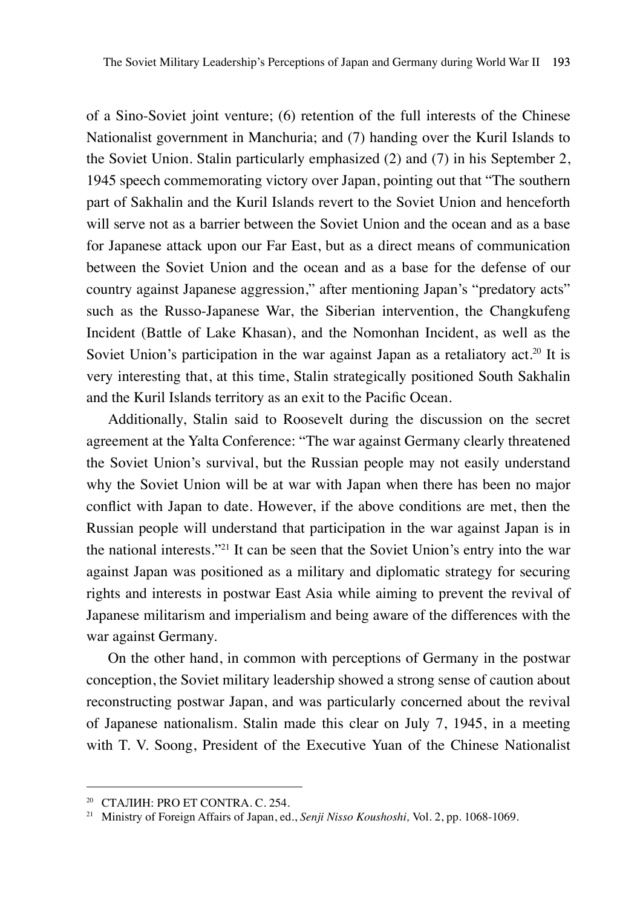of a Sino-Soviet joint venture; (6) retention of the full interests of the Chinese Nationalist government in Manchuria; and (7) handing over the Kuril Islands to the Soviet Union. Stalin particularly emphasized (2) and (7) in his September 2, 1945 speech commemorating victory over Japan, pointing out that "The southern part of Sakhalin and the Kuril Islands revert to the Soviet Union and henceforth will serve not as a barrier between the Soviet Union and the ocean and as a base for Japanese attack upon our Far East, but as a direct means of communication between the Soviet Union and the ocean and as a base for the defense of our country against Japanese aggression," after mentioning Japan's "predatory acts" such as the Russo-Japanese War, the Siberian intervention, the Changkufeng Incident (Battle of Lake Khasan), and the Nomonhan Incident, as well as the Soviet Union's participation in the war against Japan as a retaliatory act.[20] It is very interesting that, at this time, Stalin strategically positioned South Sakhalin and the Kuril Islands territory as an exit to the Pacific Ocean.

Additionally, Stalin said to Roosevelt during the discussion on the secret agreement at the Yalta Conference: "The war against Germany clearly threatened the Soviet Union's survival, but the Russian people may not easily understand why the Soviet Union will be at war with Japan when there has been no major conflict with Japan to date. However, if the above conditions are met, then the Russian people will understand that participation in the war against Japan is in the national interests."[21] It can be seen that the Soviet Union's entry into the war against Japan was positioned as a military and diplomatic strategy for securing rights and interests in postwar East Asia while aiming to prevent the revival of Japanese militarism and imperialism and being aware of the differences with the war against Germany.

On the other hand, in common with perceptions of Germany in the postwar conception, the Soviet military leadership showed a strong sense of caution about reconstructing postwar Japan, and was particularly concerned about the revival of Japanese nationalism. Stalin made this clear on July 7, 1945, in a meeting with T. V. Soong, President of the Executive Yuan of the Chinese Nationalist

---

[20] СТАЛИН: PRO ET CONTRA. С. 254.

[21] Ministry of Foreign Affairs of Japan, ed., *Senji Nisso Koushoshi,* Vol. 2, pp. 1068-1069.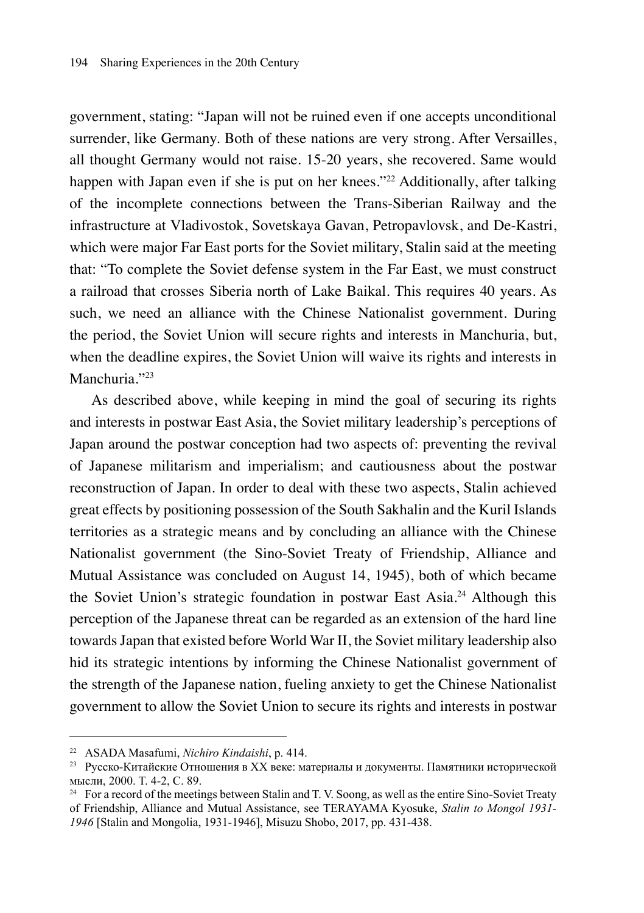government, stating: "Japan will not be ruined even if one accepts unconditional surrender, like Germany. Both of these nations are very strong. After Versailles, all thought Germany would not raise. 15-20 years, she recovered. Same would happen with Japan even if she is put on her knees."[22] Additionally, after talking of the incomplete connections between the Trans-Siberian Railway and the infrastructure at Vladivostok, Sovetskaya Gavan, Petropavlovsk, and De-Kastri, which were major Far East ports for the Soviet military, Stalin said at the meeting that: "To complete the Soviet defense system in the Far East, we must construct a railroad that crosses Siberia north of Lake Baikal. This requires 40 years. As such, we need an alliance with the Chinese Nationalist government. During the period, the Soviet Union will secure rights and interests in Manchuria, but, when the deadline expires, the Soviet Union will waive its rights and interests in Manchuria."[23]

As described above, while keeping in mind the goal of securing its rights and interests in postwar East Asia, the Soviet military leadership's perceptions of Japan around the postwar conception had two aspects of: preventing the revival of Japanese militarism and imperialism; and cautiousness about the postwar reconstruction of Japan. In order to deal with these two aspects, Stalin achieved great effects by positioning possession of the South Sakhalin and the Kuril Islands territories as a strategic means and by concluding an alliance with the Chinese Nationalist government (the Sino-Soviet Treaty of Friendship, Alliance and Mutual Assistance was concluded on August 14, 1945), both of which became the Soviet Union's strategic foundation in postwar East Asia.[24] Although this perception of the Japanese threat can be regarded as an extension of the hard line towards Japan that existed before World War II, the Soviet military leadership also hid its strategic intentions by informing the Chinese Nationalist government of the strength of the Japanese nation, fueling anxiety to get the Chinese Nationalist government to allow the Soviet Union to secure its rights and interests in postwar

---

[22] ASADA Masafumi, *Nichiro Kindaishi*, p. 414.

[23] Русско-Китайские Отношения в XX веке: материалы и документы. Памятники исторической мысли, 2000. Т. 4-2, С. 89.

[24] For a record of the meetings between Stalin and T. V. Soong, as well as the entire Sino-Soviet Treaty of Friendship, Alliance and Mutual Assistance, see TERAYAMA Kyosuke, *Stalin to Mongol 1931-1946* [Stalin and Mongolia, 1931-1946], Misuzu Shobo, 2017, pp. 431-438.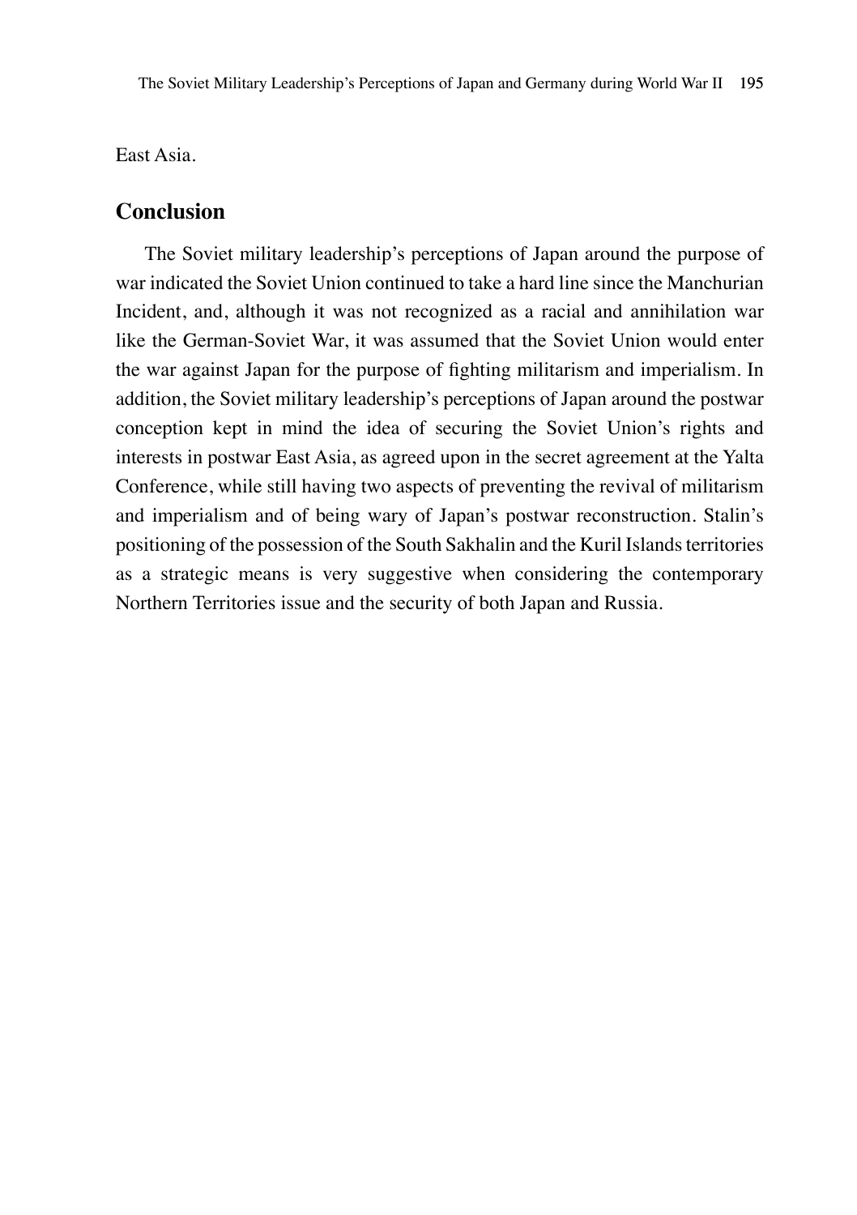East Asia.

## Conclusion

The Soviet military leadership's perceptions of Japan around the purpose of war indicated the Soviet Union continued to take a hard line since the Manchurian Incident, and, although it was not recognized as a racial and annihilation war like the German-Soviet War, it was assumed that the Soviet Union would enter the war against Japan for the purpose of fighting militarism and imperialism. In addition, the Soviet military leadership's perceptions of Japan around the postwar conception kept in mind the idea of securing the Soviet Union's rights and interests in postwar East Asia, as agreed upon in the secret agreement at the Yalta Conference, while still having two aspects of preventing the revival of militarism and imperialism and of being wary of Japan's postwar reconstruction. Stalin's positioning of the possession of the South Sakhalin and the Kuril Islands territories as a strategic means is very suggestive when considering the contemporary Northern Territories issue and the security of both Japan and Russia.